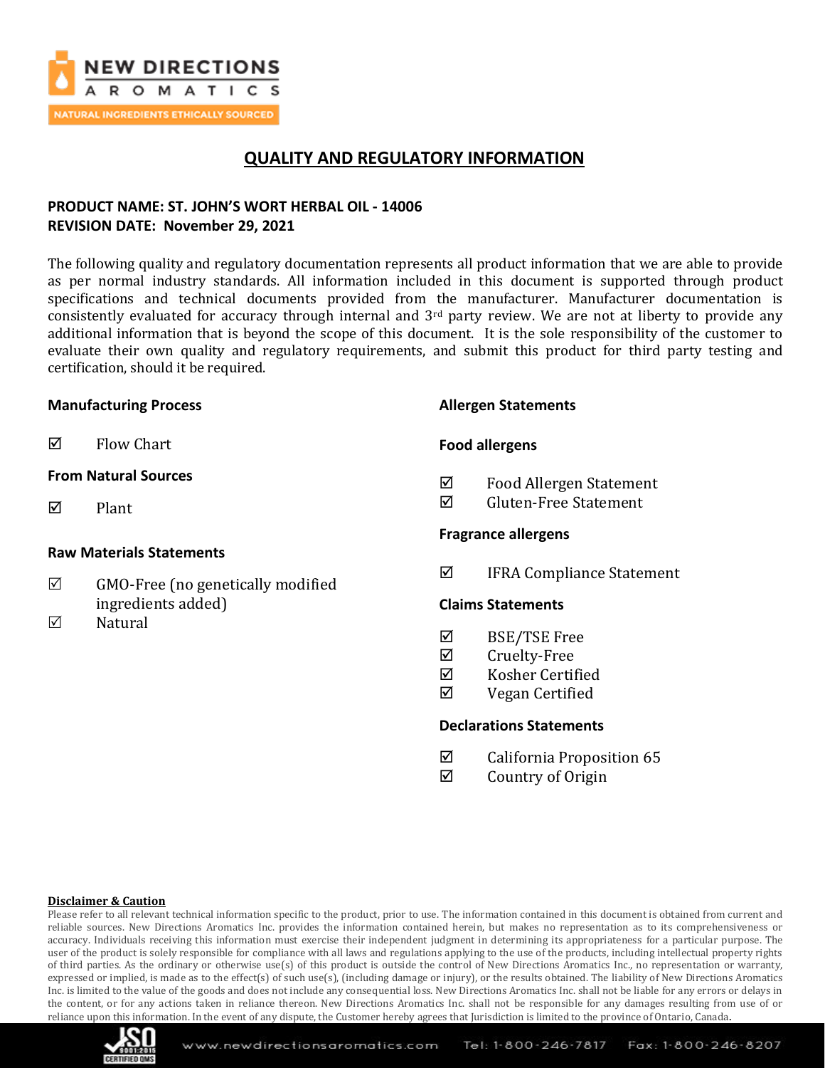NEW DIRECTIONS AROMATICS

NATURAL INGREDIENTS ETHICALLY SOURCED

# QUALITY AND REGULATORY INFORMATION

**PRODUCT NAME: ST. JOHN'S WORT HERBAL OIL - 14006**
**REVISION DATE: November 29, 2021**

The following quality and regulatory documentation represents all product information that we are able to provide as per normal industry standards. All information included in this document is supported through product specifications and technical documents provided from the manufacturer. Manufacturer documentation is consistently evaluated for accuracy through internal and 3rd party review. We are not at liberty to provide any additional information that is beyond the scope of this document. It is the sole responsibility of the customer to evaluate their own quality and regulatory requirements, and submit this product for third party testing and certification, should it be required.

### Manufacturing Process

- ☑ Flow Chart

### From Natural Sources

- ☑ Plant

### Raw Materials Statements

- ☑ GMO-Free (no genetically modified ingredients added)
- ☑ Natural

### Allergen Statements

#### Food allergens

- ☑ Food Allergen Statement
- ☑ Gluten-Free Statement

#### Fragrance allergens

- ☑ IFRA Compliance Statement

### Claims Statements

- ☑ BSE/TSE Free
- ☑ Cruelty-Free
- ☑ Kosher Certified
- ☑ Vegan Certified

### Declarations Statements

- ☑ California Proposition 65
- ☑ Country of Origin

**Disclaimer & Caution**

Please refer to all relevant technical information specific to the product, prior to use. The information contained in this document is obtained from current and reliable sources. New Directions Aromatics Inc. provides the information contained herein, but makes no representation as to its comprehensiveness or accuracy. Individuals receiving this information must exercise their independent judgment in determining its appropriateness for a particular purpose. The user of the product is solely responsible for compliance with all laws and regulations applying to the use of the products, including intellectual property rights of third parties. As the ordinary or otherwise use(s) of this product is outside the control of New Directions Aromatics Inc., no representation or warranty, expressed or implied, is made as to the effect(s) of such use(s), (including damage or injury), or the results obtained. The liability of New Directions Aromatics Inc. is limited to the value of the goods and does not include any consequential loss. New Directions Aromatics Inc. shall not be liable for any errors or delays in the content, or for any actions taken in reliance thereon. New Directions Aromatics Inc. shall not be responsible for any damages resulting from use of or reliance upon this information. In the event of any dispute, the Customer hereby agrees that Jurisdiction is limited to the province of Ontario, Canada.

www.newdirectionsaromatics.com Tel: 1-800-246-7817 Fax: 1-800-246-8207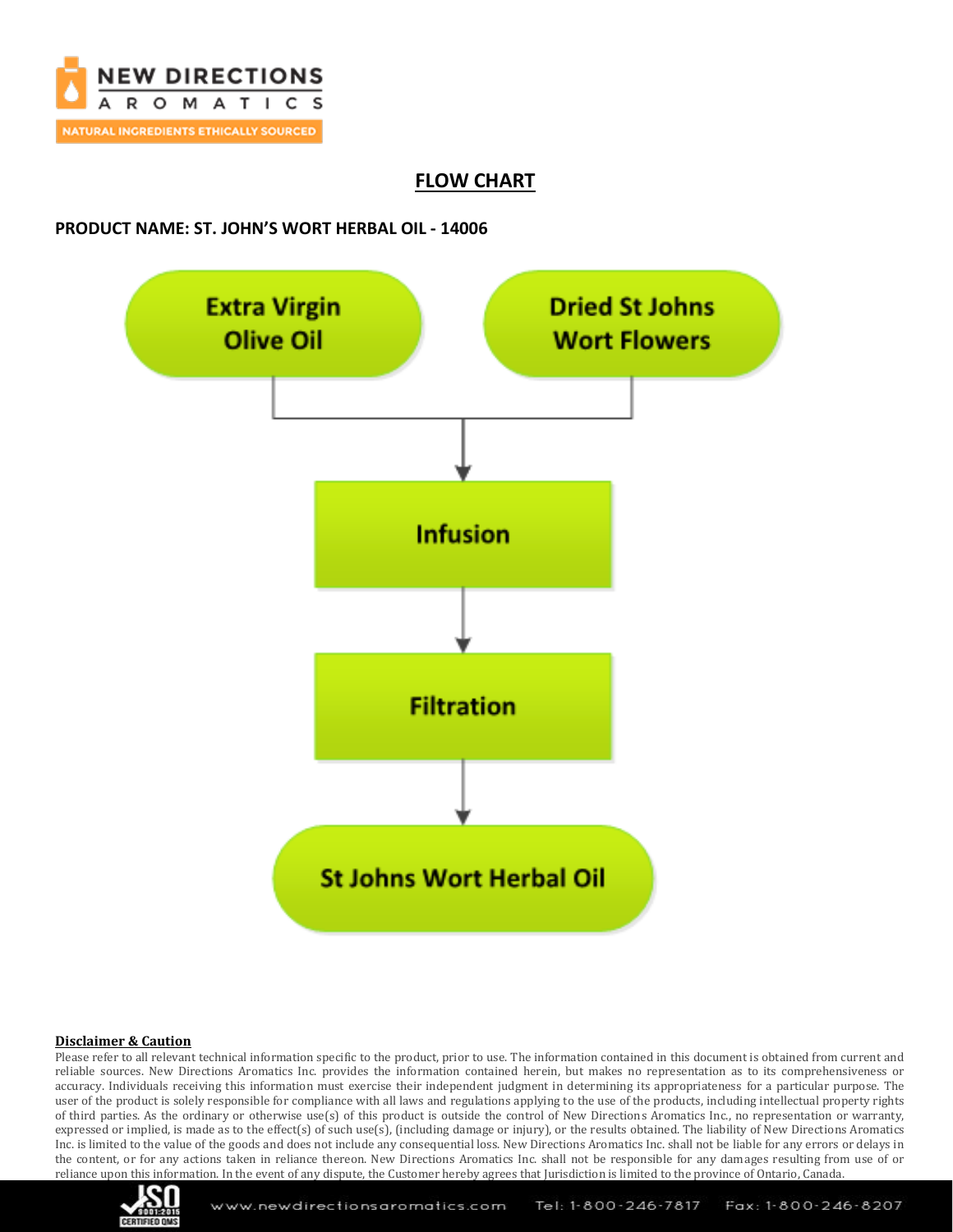## FLOW CHART

**PRODUCT NAME: ST. JOHN'S WORT HERBAL OIL - 14006**

Extra Virgin Olive Oil

Dried St Johns Wort Flowers

Infusion

Filtration

St Johns Wort Herbal Oil

**Disclaimer & Caution**

Please refer to all relevant technical information specific to the product, prior to use. The information contained in this document is obtained from current and reliable sources. New Directions Aromatics Inc. provides the information contained herein, but makes no representation as to its comprehensiveness or accuracy. Individuals receiving this information must exercise their independent judgment in determining its appropriateness for a particular purpose. The user of the product is solely responsible for compliance with all laws and regulations applying to the use of the products, including intellectual property rights of third parties. As the ordinary or otherwise use(s) of this product is outside the control of New Directions Aromatics Inc., no representation or warranty, expressed or implied, is made as to the effect(s) of such use(s), (including damage or injury), or the results obtained. The liability of New Directions Aromatics Inc. is limited to the value of the goods and does not include any consequential loss. New Directions Aromatics Inc. shall not be liable for any errors or delays in the content, or for any actions taken in reliance thereon. New Directions Aromatics Inc. shall not be responsible for any damages resulting from use of or reliance upon this information. In the event of any dispute, the Customer hereby agrees that Jurisdiction is limited to the province of Ontario, Canada.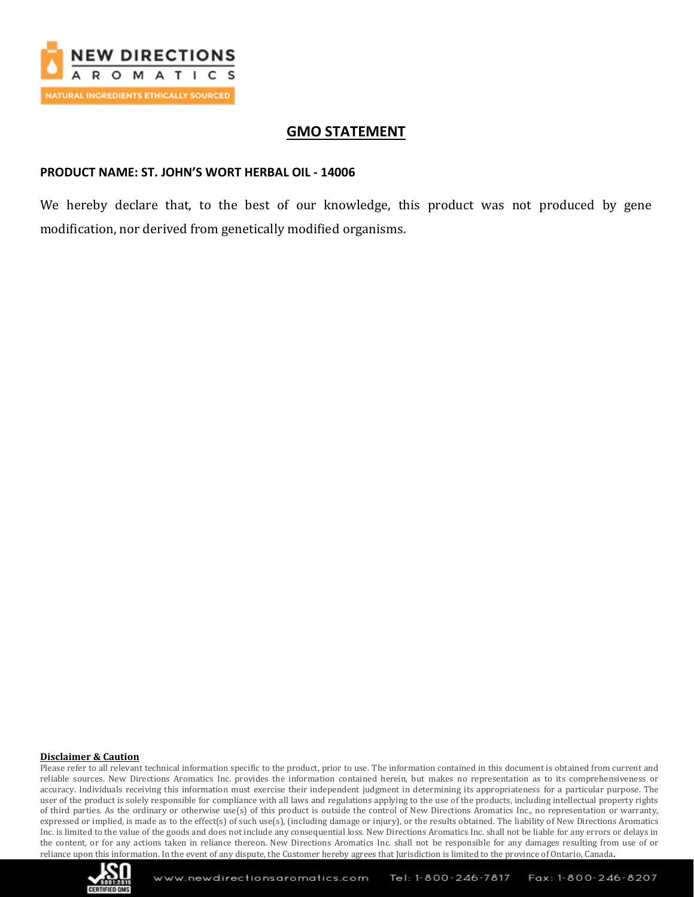# GMO STATEMENT

**PRODUCT NAME: ST. JOHN'S WORT HERBAL OIL - 14006**

We hereby declare that, to the best of our knowledge, this product was not produced by gene modification, nor derived from genetically modified organisms.

**Disclaimer & Caution**

Please refer to all relevant technical information specific to the product, prior to use. The information contained in this document is obtained from current and reliable sources. New Directions Aromatics Inc. provides the information contained herein, but makes no representation as to its comprehensiveness or accuracy. Individuals receiving this information must exercise their independent judgment in determining its appropriateness for a particular purpose. The user of the product is solely responsible for compliance with all laws and regulations applying to the use of the products, including intellectual property rights of third parties. As the ordinary or otherwise use(s) of this product is outside the control of New Directions Aromatics Inc., no representation or warranty, expressed or implied, is made as to the effect(s) of such use(s), (including damage or injury), or the results obtained. The liability of New Directions Aromatics Inc. is limited to the value of the goods and does not include any consequential loss. New Directions Aromatics Inc. shall not be liable for any errors or delays in the content, or for any actions taken in reliance thereon. New Directions Aromatics Inc. shall not be responsible for any damages resulting from use of or reliance upon this information. In the event of any dispute, the Customer hereby agrees that Jurisdiction is limited to the province of Ontario, Canada.

www.newdirectionsaromatics.com Tel: 1-800-246-7817 Fax: 1-800-246-8207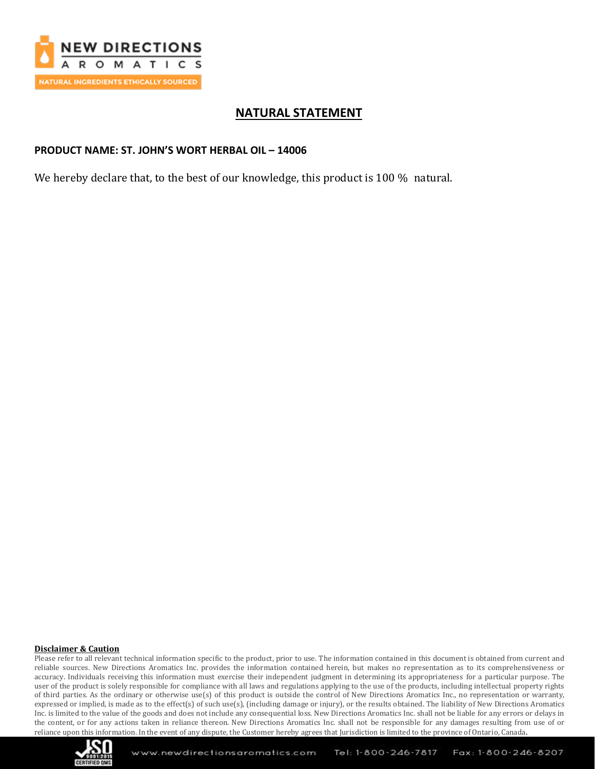# NATURAL STATEMENT

**PRODUCT NAME: ST. JOHN'S WORT HERBAL OIL – 14006**

We hereby declare that, to the best of our knowledge, this product is 100 % natural.

**Disclaimer & Caution**

Please refer to all relevant technical information specific to the product, prior to use. The information contained in this document is obtained from current and reliable sources. New Directions Aromatics Inc. provides the information contained herein, but makes no representation as to its comprehensiveness or accuracy. Individuals receiving this information must exercise their independent judgment in determining its appropriateness for a particular purpose. The user of the product is solely responsible for compliance with all laws and regulations applying to the use of the products, including intellectual property rights of third parties. As the ordinary or otherwise use(s) of this product is outside the control of New Directions Aromatics Inc., no representation or warranty, expressed or implied, is made as to the effect(s) of such use(s), (including damage or injury), or the results obtained. The liability of New Directions Aromatics Inc. is limited to the value of the goods and does not include any consequential loss. New Directions Aromatics Inc. shall not be liable for any errors or delays in the content, or for any actions taken in reliance thereon. New Directions Aromatics Inc. shall not be responsible for any damages resulting from use of or reliance upon this information. In the event of any dispute, the Customer hereby agrees that Jurisdiction is limited to the province of Ontario, Canada.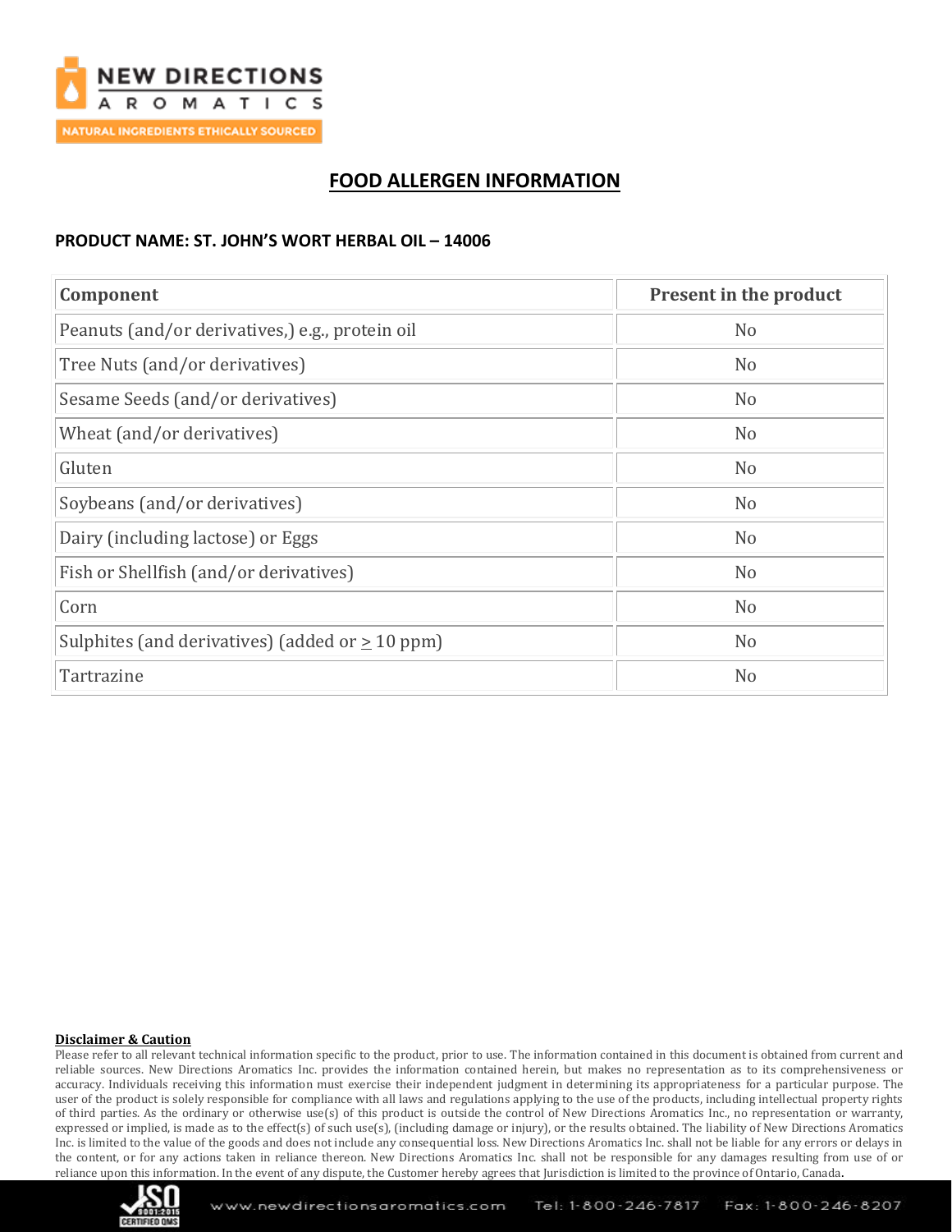# FOOD ALLERGEN INFORMATION

**PRODUCT NAME: ST. JOHN'S WORT HERBAL OIL – 14006**

| Component | Present in the product |
|---|---|
| Peanuts (and/or derivatives,) e.g., protein oil | No |
| Tree Nuts (and/or derivatives) | No |
| Sesame Seeds (and/or derivatives) | No |
| Wheat (and/or derivatives) | No |
| Gluten | No |
| Soybeans (and/or derivatives) | No |
| Dairy (including lactose) or Eggs | No |
| Fish or Shellfish (and/or derivatives) | No |
| Corn | No |
| Sulphites (and derivatives) (added or $\geq$ 10 ppm) | No |
| Tartrazine | No |

**Disclaimer & Caution**

Please refer to all relevant technical information specific to the product, prior to use. The information contained in this document is obtained from current and reliable sources. New Directions Aromatics Inc. provides the information contained herein, but makes no representation as to its comprehensiveness or accuracy. Individuals receiving this information must exercise their independent judgment in determining its appropriateness for a particular purpose. The user of the product is solely responsible for compliance with all laws and regulations applying to the use of the products, including intellectual property rights of third parties. As the ordinary or otherwise use(s) of this product is outside the control of New Directions Aromatics Inc., no representation or warranty, expressed or implied, is made as to the effect(s) of such use(s), (including damage or injury), or the results obtained. The liability of New Directions Aromatics Inc. is limited to the value of the goods and does not include any consequential loss. New Directions Aromatics Inc. shall not be liable for any errors or delays in the content, or for any actions taken in reliance thereon. New Directions Aromatics Inc. shall not be responsible for any damages resulting from use of or reliance upon this information. In the event of any dispute, the Customer hereby agrees that Jurisdiction is limited to the province of Ontario, Canada.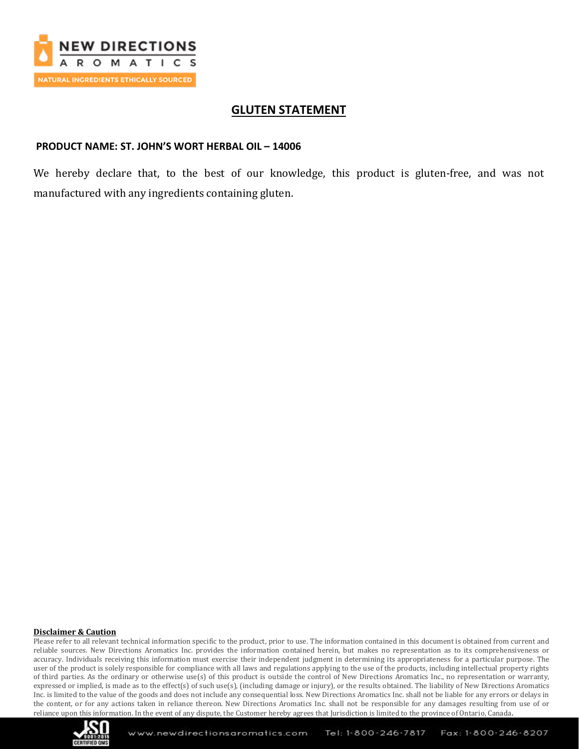## GLUTEN STATEMENT

**PRODUCT NAME: ST. JOHN'S WORT HERBAL OIL – 14006**

We hereby declare that, to the best of our knowledge, this product is gluten-free, and was not manufactured with any ingredients containing gluten.

**Disclaimer & Caution**

Please refer to all relevant technical information specific to the product, prior to use. The information contained in this document is obtained from current and reliable sources. New Directions Aromatics Inc. provides the information contained herein, but makes no representation as to its comprehensiveness or accuracy. Individuals receiving this information must exercise their independent judgment in determining its appropriateness for a particular purpose. The user of the product is solely responsible for compliance with all laws and regulations applying to the use of the products, including intellectual property rights of third parties. As the ordinary or otherwise use(s) of this product is outside the control of New Directions Aromatics Inc., no representation or warranty, expressed or implied, is made as to the effect(s) of such use(s), (including damage or injury), or the results obtained. The liability of New Directions Aromatics Inc. is limited to the value of the goods and does not include any consequential loss. New Directions Aromatics Inc. shall not be liable for any errors or delays in the content, or for any actions taken in reliance thereon. New Directions Aromatics Inc. shall not be responsible for any damages resulting from use of or reliance upon this information. In the event of any dispute, the Customer hereby agrees that Jurisdiction is limited to the province of Ontario, Canada.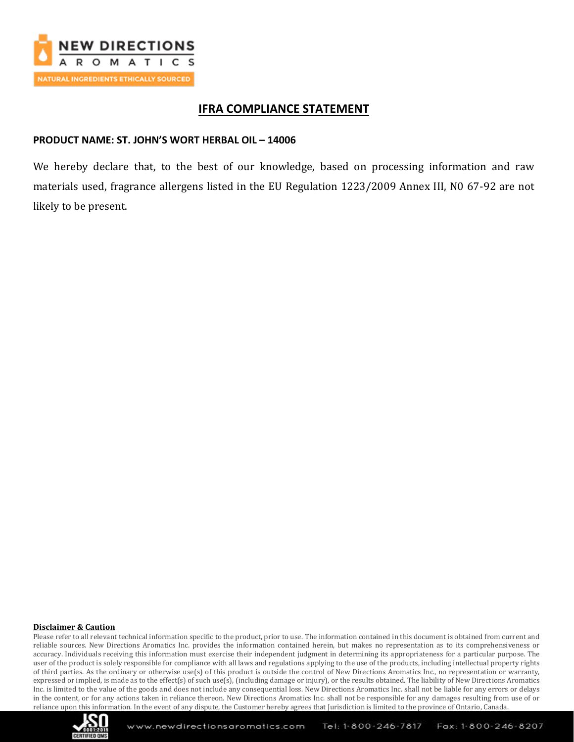## IFRA COMPLIANCE STATEMENT

**PRODUCT NAME: ST. JOHN'S WORT HERBAL OIL – 14006**

We hereby declare that, to the best of our knowledge, based on processing information and raw materials used, fragrance allergens listed in the EU Regulation 1223/2009 Annex III, N0 67-92 are not likely to be present.

**Disclaimer & Caution**

Please refer to all relevant technical information specific to the product, prior to use. The information contained in this document is obtained from current and reliable sources. New Directions Aromatics Inc. provides the information contained herein, but makes no representation as to its comprehensiveness or accuracy. Individuals receiving this information must exercise their independent judgment in determining its appropriateness for a particular purpose. The user of the product is solely responsible for compliance with all laws and regulations applying to the use of the products, including intellectual property rights of third parties. As the ordinary or otherwise use(s) of this product is outside the control of New Directions Aromatics Inc., no representation or warranty, expressed or implied, is made as to the effect(s) of such use(s), (including damage or injury), or the results obtained. The liability of New Directions Aromatics Inc. is limited to the value of the goods and does not include any consequential loss. New Directions Aromatics Inc. shall not be liable for any errors or delays in the content, or for any actions taken in reliance thereon. New Directions Aromatics Inc. shall not be responsible for any damages resulting from use of or reliance upon this information. In the event of any dispute, the Customer hereby agrees that Jurisdiction is limited to the province of Ontario, Canada.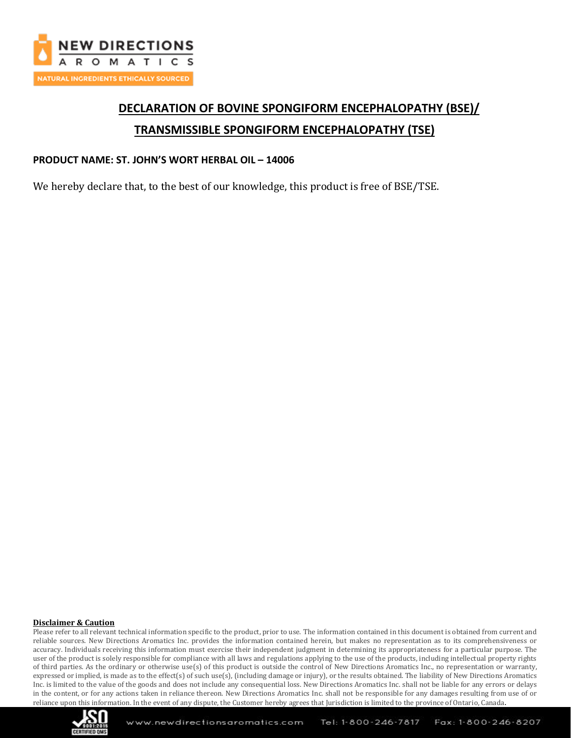# DECLARATION OF BOVINE SPONGIFORM ENCEPHALOPATHY (BSE)/ TRANSMISSIBLE SPONGIFORM ENCEPHALOPATHY (TSE)

**PRODUCT NAME: ST. JOHN'S WORT HERBAL OIL – 14006**

We hereby declare that, to the best of our knowledge, this product is free of BSE/TSE.

**Disclaimer & Caution**

Please refer to all relevant technical information specific to the product, prior to use. The information contained in this document is obtained from current and reliable sources. New Directions Aromatics Inc. provides the information contained herein, but makes no representation as to its comprehensiveness or accuracy. Individuals receiving this information must exercise their independent judgment in determining its appropriateness for a particular purpose. The user of the product is solely responsible for compliance with all laws and regulations applying to the use of the products, including intellectual property rights of third parties. As the ordinary or otherwise use(s) of this product is outside the control of New Directions Aromatics Inc., no representation or warranty, expressed or implied, is made as to the effect(s) of such use(s), (including damage or injury), or the results obtained. The liability of New Directions Aromatics Inc. is limited to the value of the goods and does not include any consequential loss. New Directions Aromatics Inc. shall not be liable for any errors or delays in the content, or for any actions taken in reliance thereon. New Directions Aromatics Inc. shall not be responsible for any damages resulting from use of or reliance upon this information. In the event of any dispute, the Customer hereby agrees that Jurisdiction is limited to the province of Ontario, Canada.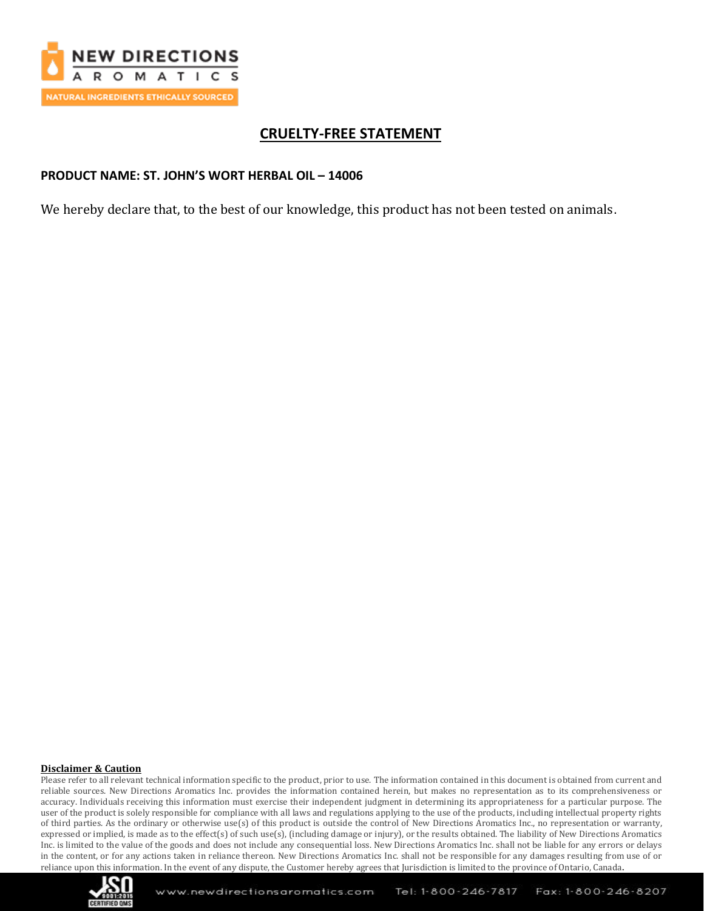# CRUELTY-FREE STATEMENT

**PRODUCT NAME: ST. JOHN'S WORT HERBAL OIL – 14006**

We hereby declare that, to the best of our knowledge, this product has not been tested on animals.

**Disclaimer & Caution**

Please refer to all relevant technical information specific to the product, prior to use. The information contained in this document is obtained from current and reliable sources. New Directions Aromatics Inc. provides the information contained herein, but makes no representation as to its comprehensiveness or accuracy. Individuals receiving this information must exercise their independent judgment in determining its appropriateness for a particular purpose. The user of the product is solely responsible for compliance with all laws and regulations applying to the use of the products, including intellectual property rights of third parties. As the ordinary or otherwise use(s) of this product is outside the control of New Directions Aromatics Inc., no representation or warranty, expressed or implied, is made as to the effect(s) of such use(s), (including damage or injury), or the results obtained. The liability of New Directions Aromatics Inc. is limited to the value of the goods and does not include any consequential loss. New Directions Aromatics Inc. shall not be liable for any errors or delays in the content, or for any actions taken in reliance thereon. New Directions Aromatics Inc. shall not be responsible for any damages resulting from use of or reliance upon this information. In the event of any dispute, the Customer hereby agrees that Jurisdiction is limited to the province of Ontario, Canada.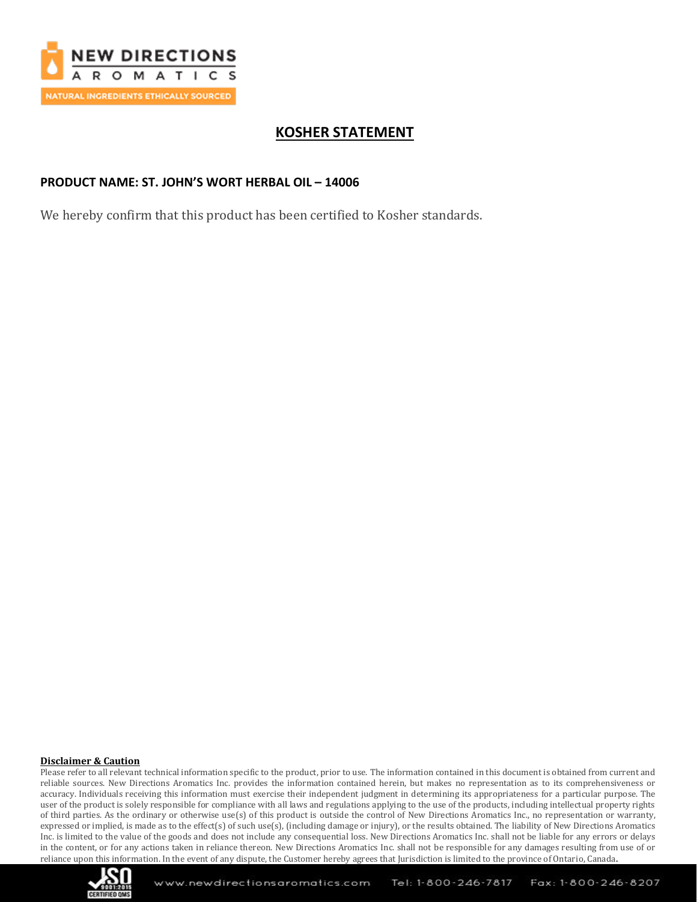# KOSHER STATEMENT

**PRODUCT NAME: ST. JOHN'S WORT HERBAL OIL – 14006**

We hereby confirm that this product has been certified to Kosher standards.

**Disclaimer & Caution**

Please refer to all relevant technical information specific to the product, prior to use. The information contained in this document is obtained from current and reliable sources. New Directions Aromatics Inc. provides the information contained herein, but makes no representation as to its comprehensiveness or accuracy. Individuals receiving this information must exercise their independent judgment in determining its appropriateness for a particular purpose. The user of the product is solely responsible for compliance with all laws and regulations applying to the use of the products, including intellectual property rights of third parties. As the ordinary or otherwise use(s) of this product is outside the control of New Directions Aromatics Inc., no representation or warranty, expressed or implied, is made as to the effect(s) of such use(s), (including damage or injury), or the results obtained. The liability of New Directions Aromatics Inc. is limited to the value of the goods and does not include any consequential loss. New Directions Aromatics Inc. shall not be liable for any errors or delays in the content, or for any actions taken in reliance thereon. New Directions Aromatics Inc. shall not be responsible for any damages resulting from use of or reliance upon this information. In the event of any dispute, the Customer hereby agrees that Jurisdiction is limited to the province of Ontario, Canada.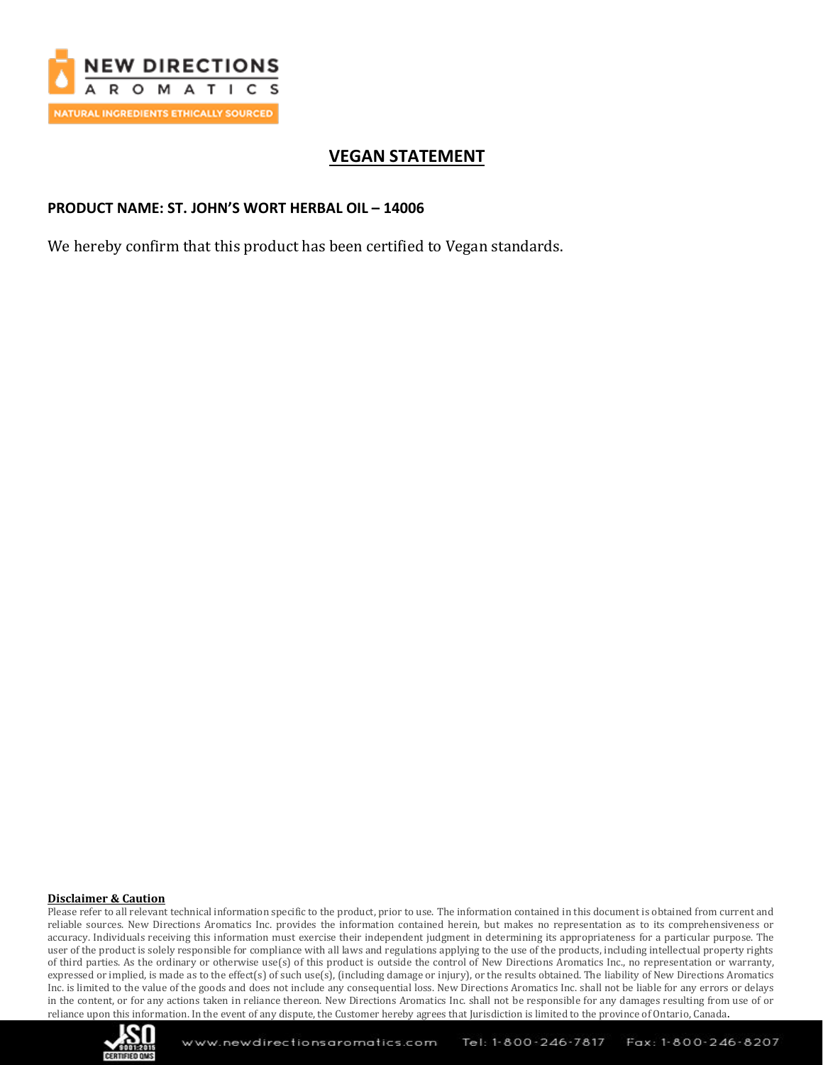## VEGAN STATEMENT

**PRODUCT NAME: ST. JOHN'S WORT HERBAL OIL – 14006**

We hereby confirm that this product has been certified to Vegan standards.

**Disclaimer & Caution**

Please refer to all relevant technical information specific to the product, prior to use. The information contained in this document is obtained from current and reliable sources. New Directions Aromatics Inc. provides the information contained herein, but makes no representation as to its comprehensiveness or accuracy. Individuals receiving this information must exercise their independent judgment in determining its appropriateness for a particular purpose. The user of the product is solely responsible for compliance with all laws and regulations applying to the use of the products, including intellectual property rights of third parties. As the ordinary or otherwise use(s) of this product is outside the control of New Directions Aromatics Inc., no representation or warranty, expressed or implied, is made as to the effect(s) of such use(s), (including damage or injury), or the results obtained. The liability of New Directions Aromatics Inc. is limited to the value of the goods and does not include any consequential loss. New Directions Aromatics Inc. shall not be liable for any errors or delays in the content, or for any actions taken in reliance thereon. New Directions Aromatics Inc. shall not be responsible for any damages resulting from use of or reliance upon this information. In the event of any dispute, the Customer hereby agrees that Jurisdiction is limited to the province of Ontario, Canada.

www.newdirectionsaromatics.com Tel: 1-800-246-7817 Fax: 1-800-246-8207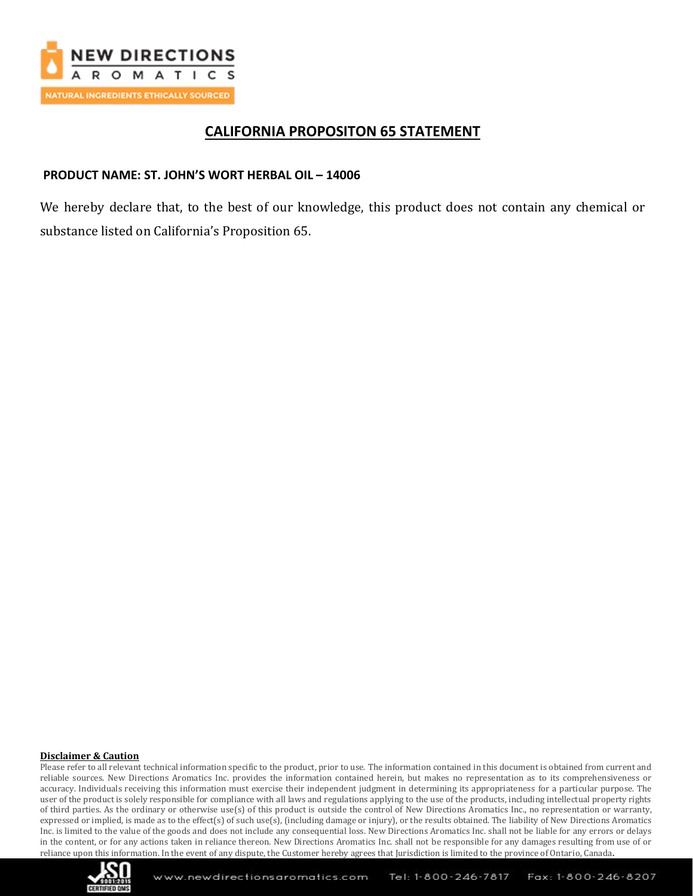## CALIFORNIA PROPOSITON 65 STATEMENT

**PRODUCT NAME: ST. JOHN'S WORT HERBAL OIL – 14006**

We hereby declare that, to the best of our knowledge, this product does not contain any chemical or substance listed on California's Proposition 65.

**Disclaimer & Caution**

Please refer to all relevant technical information specific to the product, prior to use. The information contained in this document is obtained from current and reliable sources. New Directions Aromatics Inc. provides the information contained herein, but makes no representation as to its comprehensiveness or accuracy. Individuals receiving this information must exercise their independent judgment in determining its appropriateness for a particular purpose. The user of the product is solely responsible for compliance with all laws and regulations applying to the use of the products, including intellectual property rights of third parties. As the ordinary or otherwise use(s) of this product is outside the control of New Directions Aromatics Inc., no representation or warranty, expressed or implied, is made as to the effect(s) of such use(s), (including damage or injury), or the results obtained. The liability of New Directions Aromatics Inc. is limited to the value of the goods and does not include any consequential loss. New Directions Aromatics Inc. shall not be liable for any errors or delays in the content, or for any actions taken in reliance thereon. New Directions Aromatics Inc. shall not be responsible for any damages resulting from use of or reliance upon this information. In the event of any dispute, the Customer hereby agrees that Jurisdiction is limited to the province of Ontario, Canada.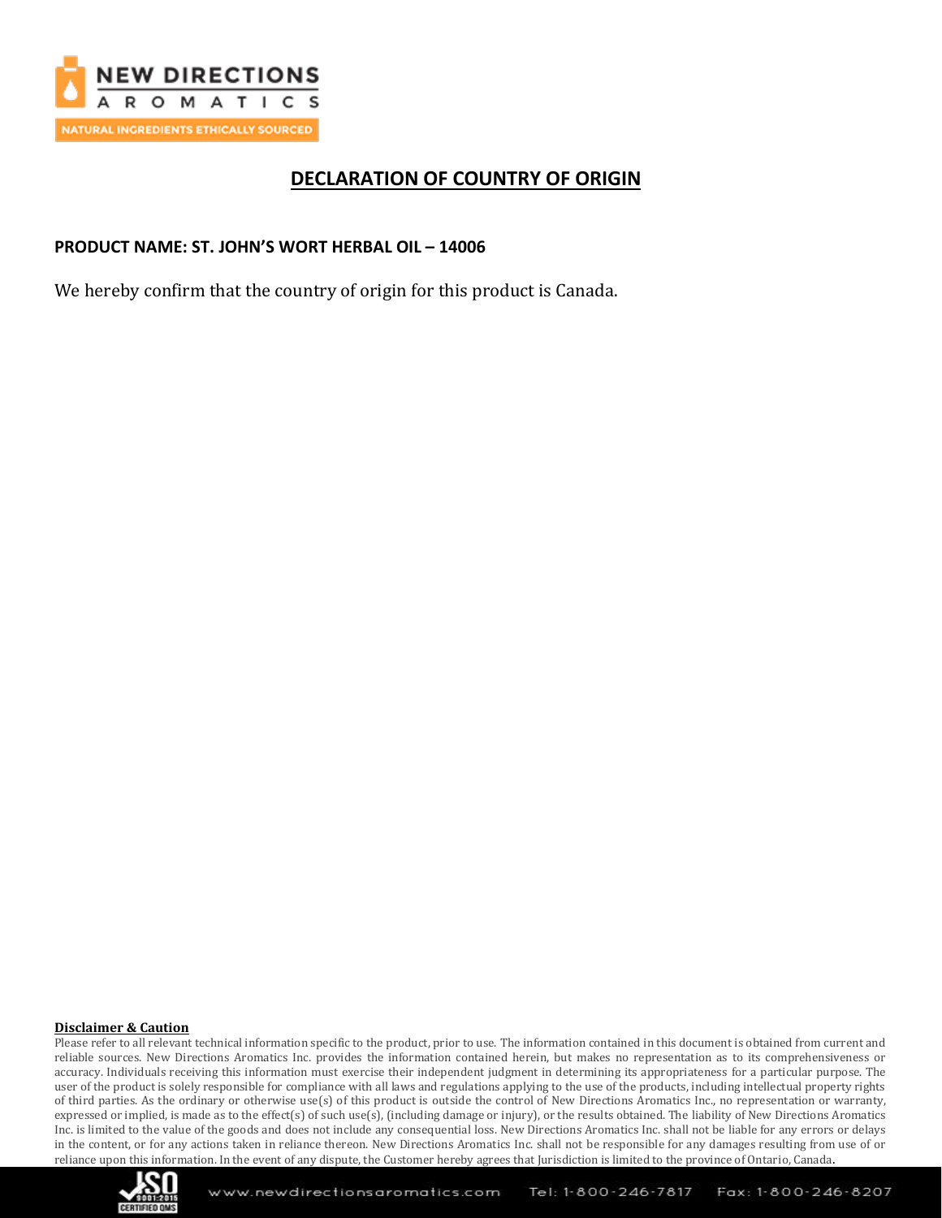## DECLARATION OF COUNTRY OF ORIGIN

**PRODUCT NAME: ST. JOHN'S WORT HERBAL OIL – 14006**

We hereby confirm that the country of origin for this product is Canada.

**Disclaimer & Caution**

Please refer to all relevant technical information specific to the product, prior to use. The information contained in this document is obtained from current and reliable sources. New Directions Aromatics Inc. provides the information contained herein, but makes no representation as to its comprehensiveness or accuracy. Individuals receiving this information must exercise their independent judgment in determining its appropriateness for a particular purpose. The user of the product is solely responsible for compliance with all laws and regulations applying to the use of the products, including intellectual property rights of third parties. As the ordinary or otherwise use(s) of this product is outside the control of New Directions Aromatics Inc., no representation or warranty, expressed or implied, is made as to the effect(s) of such use(s), (including damage or injury), or the results obtained. The liability of New Directions Aromatics Inc. is limited to the value of the goods and does not include any consequential loss. New Directions Aromatics Inc. shall not be liable for any errors or delays in the content, or for any actions taken in reliance thereon. New Directions Aromatics Inc. shall not be responsible for any damages resulting from use of or reliance upon this information. In the event of any dispute, the Customer hereby agrees that Jurisdiction is limited to the province of Ontario, Canada.